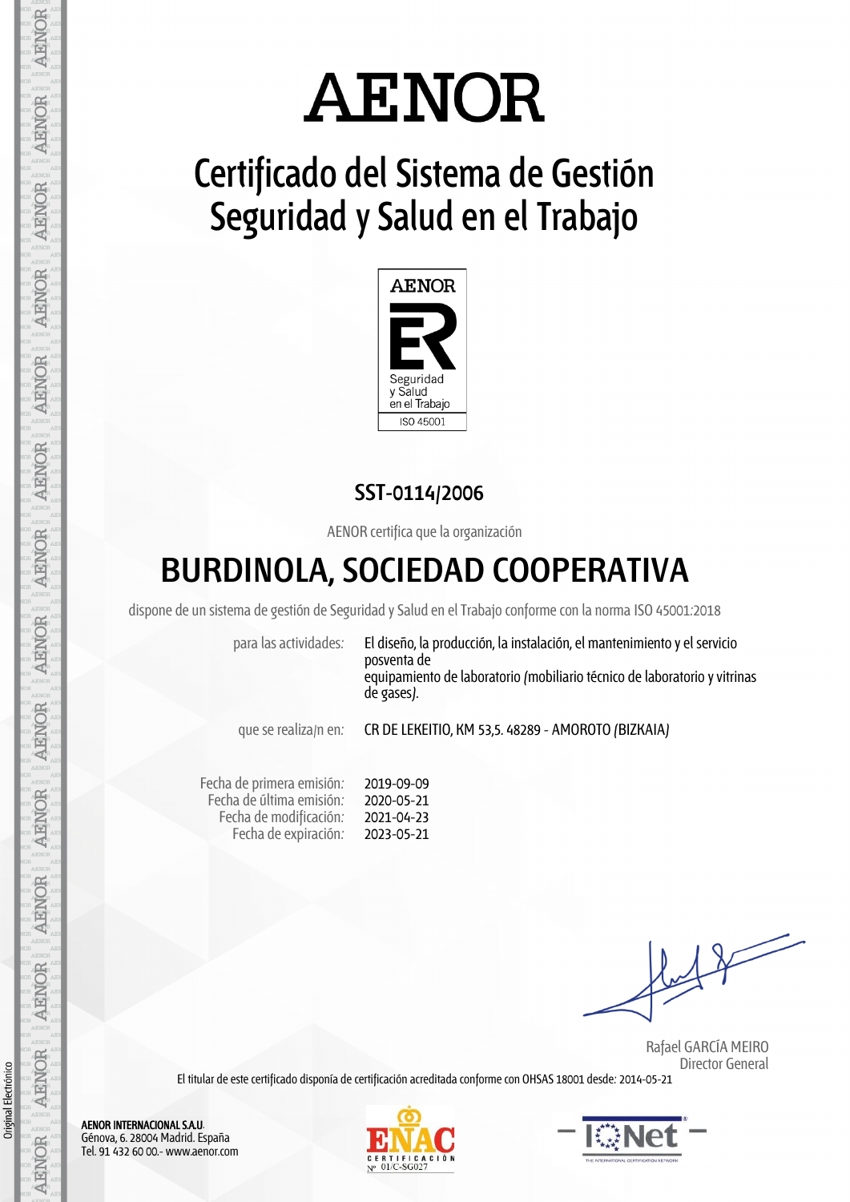# AENOR

## Certificado del Sistema de Gestión Seguridad y Salud en el Trabajo

AENOR

Seguridad y Salud en el Trabajo

ISO 45001

**SST-0114/2006**

AENOR certifica que la organización

# BURDINOLA, SOCIEDAD COOPERATIVA

dispone de un sistema de gestión de Seguridad y Salud en el Trabajo conforme con la norma ISO 45001:2018

| | |
|---|---|
| para las actividades: | El diseño, la producción, la instalación, el mantenimiento y el servicio posventa de equipamiento de laboratorio (mobiliario técnico de laboratorio y vitrinas de gases). |
| que se realiza/n en: | CR DE LEKEITIO, KM 53,5. 48289 - AMOROTO (BIZKAIA) |

| | |
|---|---|
| Fecha de primera emisión: | 2019-09-09 |
| Fecha de última emisión: | 2020-05-21 |
| Fecha de modificación: | 2021-04-23 |
| Fecha de expiración: | 2023-05-21 |

Rafael GARCÍA MEIRO
Director General

El titular de este certificado disponía de certificación acreditada conforme con OHSAS 18001 desde: 2014-05-21

**AENOR INTERNACIONAL S.A.U.**
Génova, 6. 28004 Madrid. España
Tel. 91 432 60 00.- www.aenor.com

ENAC CERTIFICACIÓN Nº 01/C-SG027

IQNet

Original Electrónico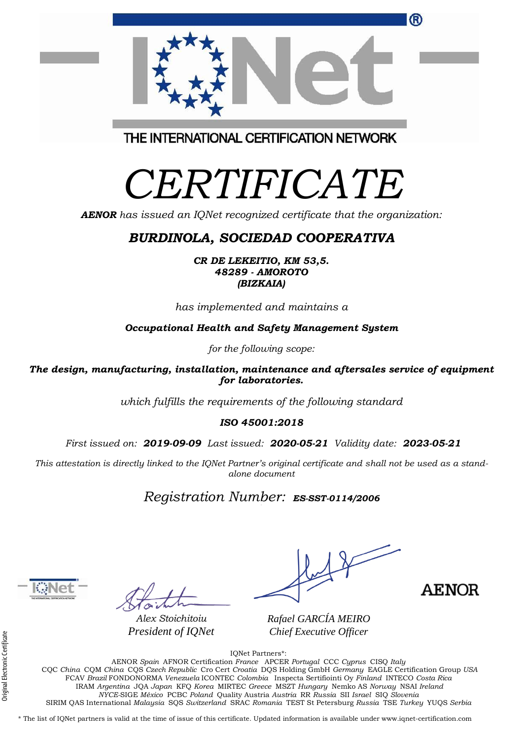THE INTERNATIONAL CERTIFICATION NETWORK

# CERTIFICATE

***AENOR** has issued an IQNet recognized certificate that the organization:*

## *BURDINOLA, SOCIEDAD COOPERATIVA*

***CR DE LEKEITIO, KM 53,5.***
***48289 - AMOROTO***
***(BIZKAIA)***

*has implemented and maintains a*

***Occupational Health and Safety Management System***

*for the following scope:*

***The design, manufacturing, installation, maintenance and aftersales service of equipment for laboratories.***

*which fulfills the requirements of the following standard*

***ISO 45001:2018***

*First issued on:* ***2019-09-09*** *Last issued:* ***2020-05-21*** *Validity date:* ***2023-05-21***

*This attestation is directly linked to the IQNet Partner's original certificate and shall not be used as a stand-alone document*

*Registration Number:* ***ES-SST-0114/2006***

*Alex Stoichitoiu*
*President of IQNet*

*Rafael GARCÍA MEIRO*
*Chief Executive Officer*

AENOR

Original Electronic Certificate

IQNet Partners*:

AENOR *Spain* AFNOR Certification *France* APCER *Portugal* CCC *Cyprus* CISQ *Italy*
CQC *China* CQM *China* CQS *Czech Republic* Cro Cert *Croatia* DQS Holding GmbH *Germany* EAGLE Certification Group *USA*
FCAV *Brazil* FONDONORMA *Venezuela* ICONTEC *Colombia* Inspecta Sertifiointi Oy *Finland* INTECO *Costa Rica*
IRAM *Argentina* JQA *Japan* KFQ *Korea* MIRTEC *Greece* MSZT *Hungary* Nemko AS *Norway* NSAI *Ireland*
*NYCE*-SIGE *México* PCBC *Poland* Quality Austria *Austria* RR *Russia* SII *Israel* SIQ *Slovenia*
SIRIM QAS International *Malaysia* SQS *Switzerland* SRAC *Romania* TEST St Petersburg *Russia* TSE *Turkey* YUQS *Serbia*

\* The list of IQNet partners is valid at the time of issue of this certificate. Updated information is available under www.iqnet-certification.com